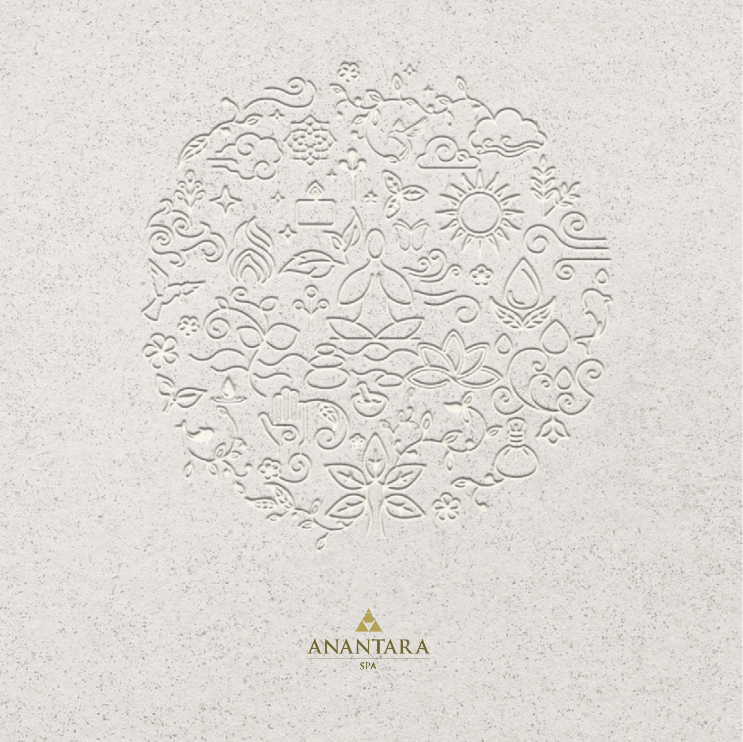ANANTARA

SPA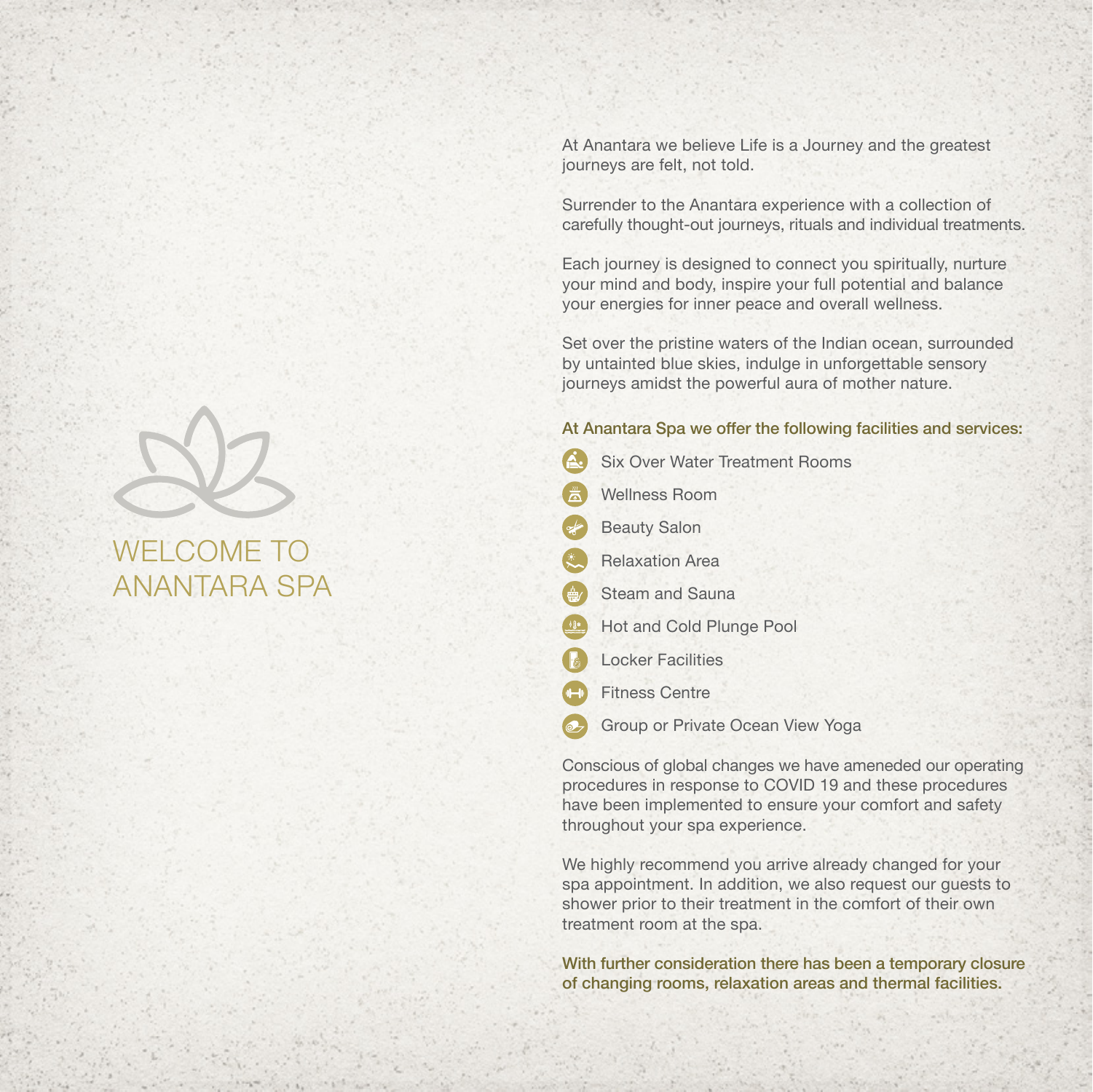# WELCOME TO ANANTARA SPA

At Anantara we believe Life is a Journey and the greatest journeys are felt, not told.

Surrender to the Anantara experience with a collection of carefully thought-out journeys, rituals and individual treatments.

Each journey is designed to connect you spiritually, nurture your mind and body, inspire your full potential and balance your energies for inner peace and overall wellness.

Set over the pristine waters of the Indian ocean, surrounded by untainted blue skies, indulge in unforgettable sensory journeys amidst the powerful aura of mother nature.

**At Anantara Spa we offer the following facilities and services:**

- Six Over Water Treatment Rooms
- Wellness Room
- Beauty Salon
- Relaxation Area
- Steam and Sauna
- Hot and Cold Plunge Pool
- Locker Facilities
- Fitness Centre
- Group or Private Ocean View Yoga

Conscious of global changes we have ameneded our operating procedures in response to COVID 19 and these procedures have been implemented to ensure your comfort and safety throughout your spa experience.

We highly recommend you arrive already changed for your spa appointment. In addition, we also request our guests to shower prior to their treatment in the comfort of their own treatment room at the spa.

**With further consideration there has been a temporary closure of changing rooms, relaxation areas and thermal facilities.**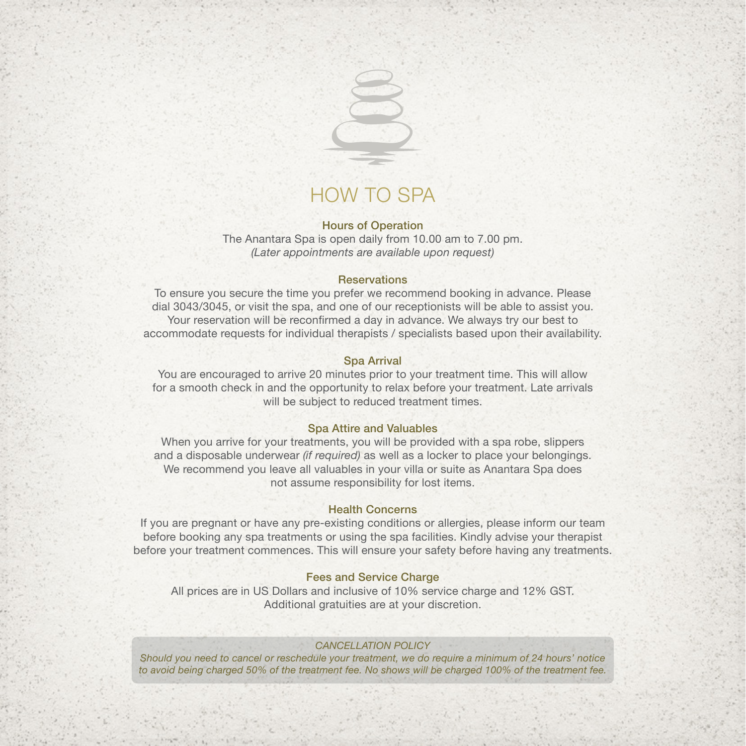# HOW TO SPA

### Hours of Operation

The Anantara Spa is open daily from 10.00 am to 7.00 pm.
*(Later appointments are available upon request)*

### Reservations

To ensure you secure the time you prefer we recommend booking in advance. Please dial 3043/3045, or visit the spa, and one of our receptionists will be able to assist you. Your reservation will be reconfirmed a day in advance. We always try our best to accommodate requests for individual therapists / specialists based upon their availability.

### Spa Arrival

You are encouraged to arrive 20 minutes prior to your treatment time. This will allow for a smooth check in and the opportunity to relax before your treatment. Late arrivals will be subject to reduced treatment times.

### Spa Attire and Valuables

When you arrive for your treatments, you will be provided with a spa robe, slippers and a disposable underwear *(if required)* as well as a locker to place your belongings. We recommend you leave all valuables in your villa or suite as Anantara Spa does not assume responsibility for lost items.

### Health Concerns

If you are pregnant or have any pre-existing conditions or allergies, please inform our team before booking any spa treatments or using the spa facilities. Kindly advise your therapist before your treatment commences. This will ensure your safety before having any treatments.

### Fees and Service Charge

All prices are in US Dollars and inclusive of 10% service charge and 12% GST.
Additional gratuities are at your discretion.

*CANCELLATION POLICY*

*Should you need to cancel or reschedule your treatment, we do require a minimum of 24 hours' notice to avoid being charged 50% of the treatment fee. No shows will be charged 100% of the treatment fee.*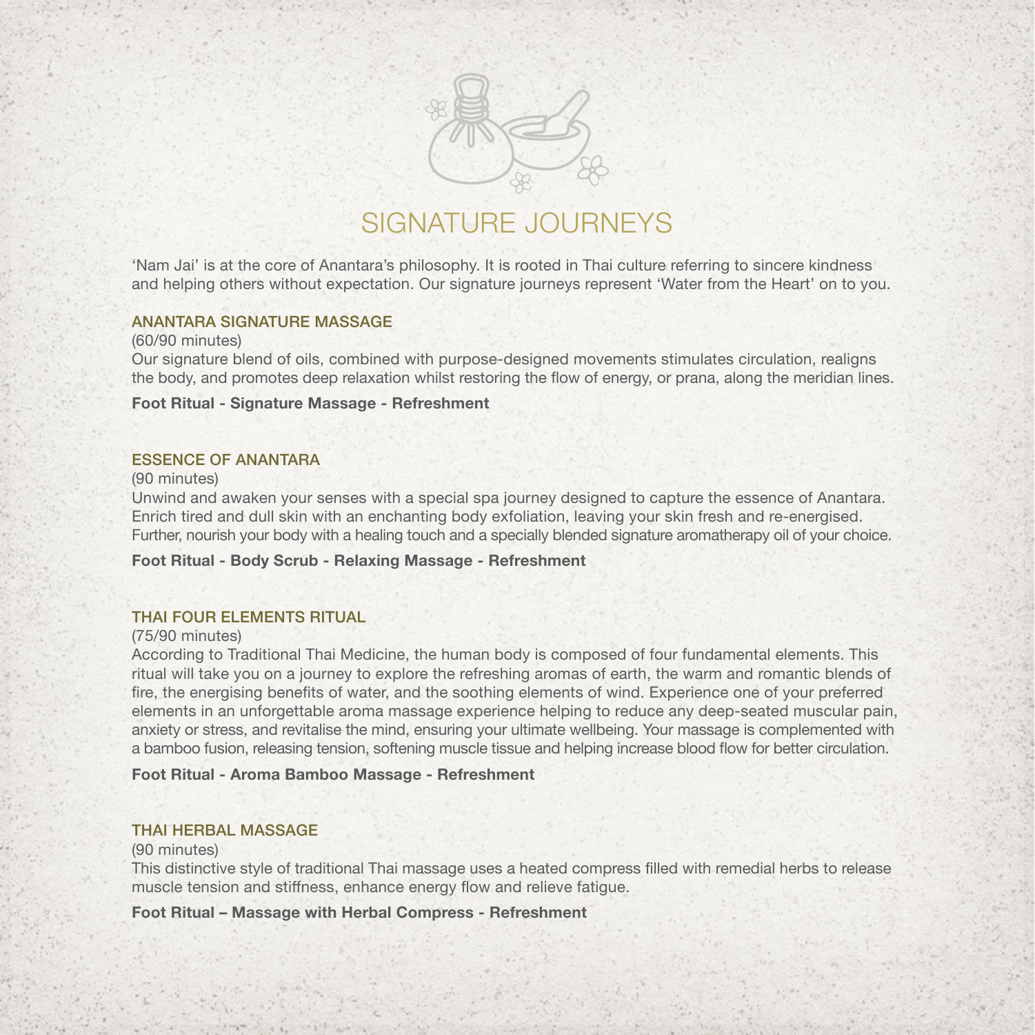# SIGNATURE JOURNEYS

'Nam Jai' is at the core of Anantara's philosophy. It is rooted in Thai culture referring to sincere kindness and helping others without expectation. Our signature journeys represent 'Water from the Heart' on to you.

## ANANTARA SIGNATURE MASSAGE

(60/90 minutes)

Our signature blend of oils, combined with purpose-designed movements stimulates circulation, realigns the body, and promotes deep relaxation whilst restoring the flow of energy, or prana, along the meridian lines.

**Foot Ritual - Signature Massage - Refreshment**

## ESSENCE OF ANANTARA

(90 minutes)

Unwind and awaken your senses with a special spa journey designed to capture the essence of Anantara. Enrich tired and dull skin with an enchanting body exfoliation, leaving your skin fresh and re-energised. Further, nourish your body with a healing touch and a specially blended signature aromatherapy oil of your choice.

**Foot Ritual - Body Scrub - Relaxing Massage - Refreshment**

## THAI FOUR ELEMENTS RITUAL

(75/90 minutes)

According to Traditional Thai Medicine, the human body is composed of four fundamental elements. This ritual will take you on a journey to explore the refreshing aromas of earth, the warm and romantic blends of fire, the energising benefits of water, and the soothing elements of wind. Experience one of your preferred elements in an unforgettable aroma massage experience helping to reduce any deep-seated muscular pain, anxiety or stress, and revitalise the mind, ensuring your ultimate wellbeing. Your massage is complemented with a bamboo fusion, releasing tension, softening muscle tissue and helping increase blood flow for better circulation.

**Foot Ritual - Aroma Bamboo Massage - Refreshment**

## THAI HERBAL MASSAGE

(90 minutes)

This distinctive style of traditional Thai massage uses a heated compress filled with remedial herbs to release muscle tension and stiffness, enhance energy flow and relieve fatigue.

**Foot Ritual – Massage with Herbal Compress - Refreshment**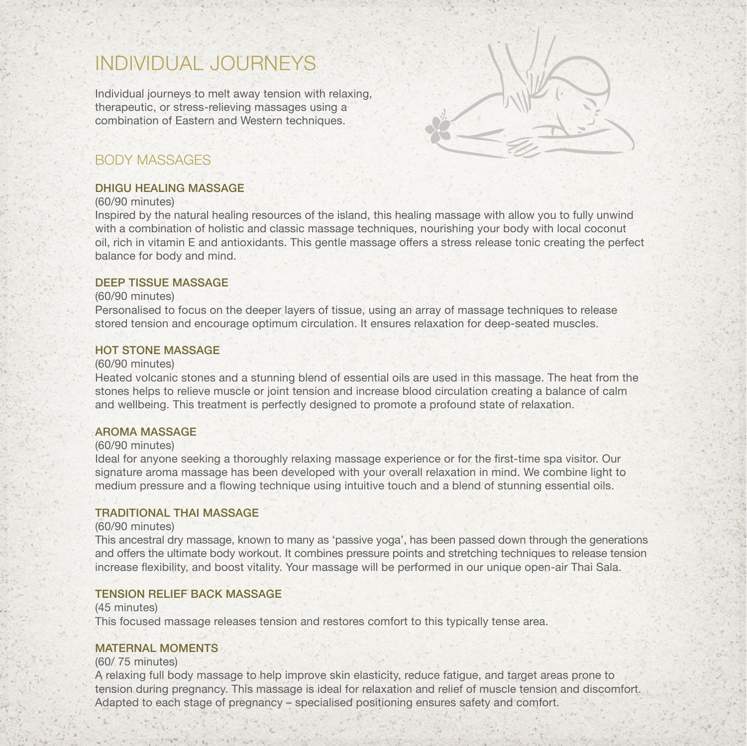# INDIVIDUAL JOURNEYS

Individual journeys to melt away tension with relaxing, therapeutic, or stress-relieving massages using a combination of Eastern and Western techniques.

## BODY MASSAGES

### DHIGU HEALING MASSAGE

(60/90 minutes)

Inspired by the natural healing resources of the island, this healing massage with allow you to fully unwind with a combination of holistic and classic massage techniques, nourishing your body with local coconut oil, rich in vitamin E and antioxidants. This gentle massage offers a stress release tonic creating the perfect balance for body and mind.

### DEEP TISSUE MASSAGE

(60/90 minutes)

Personalised to focus on the deeper layers of tissue, using an array of massage techniques to release stored tension and encourage optimum circulation. It ensures relaxation for deep-seated muscles.

### HOT STONE MASSAGE

(60/90 minutes)

Heated volcanic stones and a stunning blend of essential oils are used in this massage. The heat from the stones helps to relieve muscle or joint tension and increase blood circulation creating a balance of calm and wellbeing. This treatment is perfectly designed to promote a profound state of relaxation.

### AROMA MASSAGE

(60/90 minutes)

Ideal for anyone seeking a thoroughly relaxing massage experience or for the first-time spa visitor. Our signature aroma massage has been developed with your overall relaxation in mind. We combine light to medium pressure and a flowing technique using intuitive touch and a blend of stunning essential oils.

### TRADITIONAL THAI MASSAGE

(60/90 minutes)

This ancestral dry massage, known to many as 'passive yoga', has been passed down through the generations and offers the ultimate body workout. It combines pressure points and stretching techniques to release tension increase flexibility, and boost vitality. Your massage will be performed in our unique open-air Thai Sala.

### TENSION RELIEF BACK MASSAGE

(45 minutes)

This focused massage releases tension and restores comfort to this typically tense area.

### MATERNAL MOMENTS

(60/ 75 minutes)

A relaxing full body massage to help improve skin elasticity, reduce fatigue, and target areas prone to tension during pregnancy. This massage is ideal for relaxation and relief of muscle tension and discomfort. Adapted to each stage of pregnancy – specialised positioning ensures safety and comfort.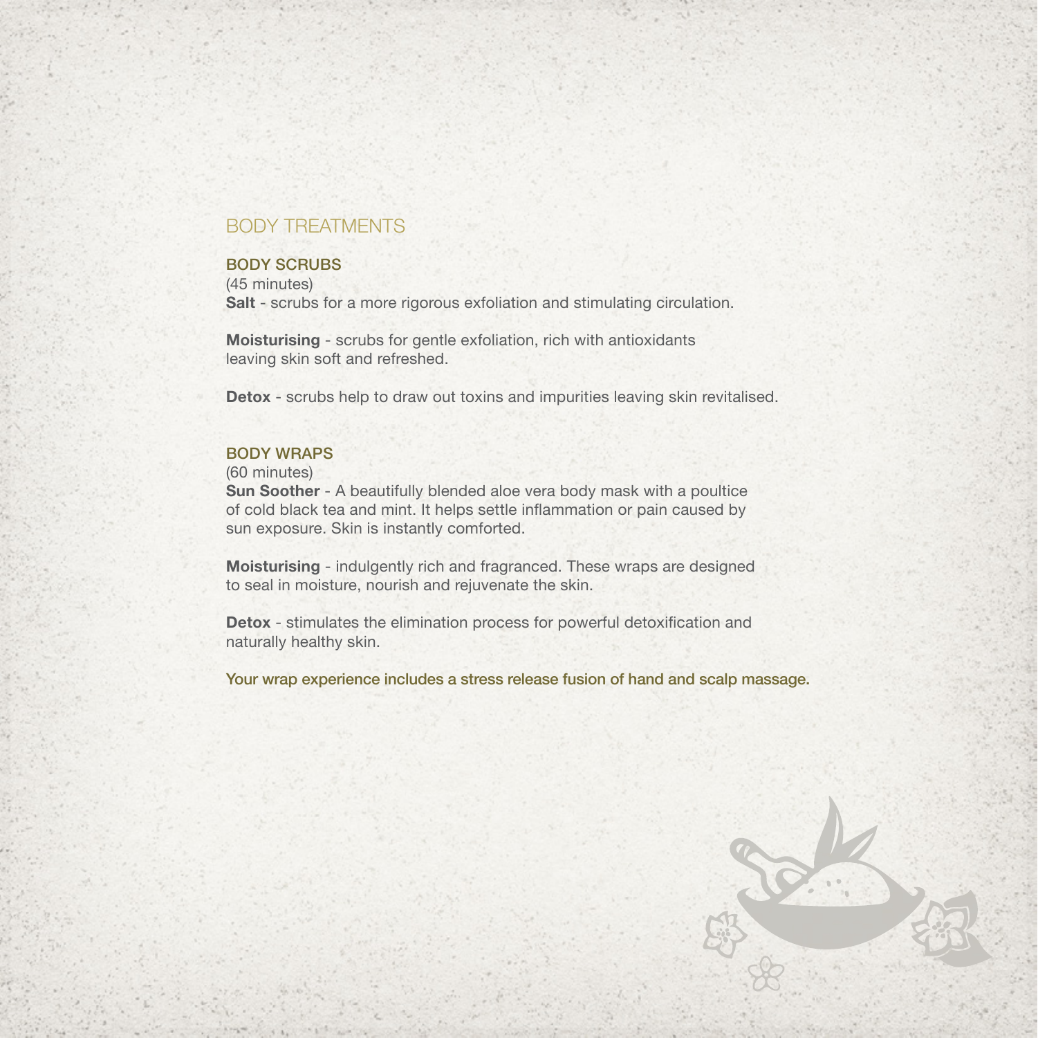# BODY TREATMENTS

## BODY SCRUBS

(45 minutes)

**Salt** - scrubs for a more rigorous exfoliation and stimulating circulation.

**Moisturising** - scrubs for gentle exfoliation, rich with antioxidants leaving skin soft and refreshed.

**Detox** - scrubs help to draw out toxins and impurities leaving skin revitalised.

## BODY WRAPS

(60 minutes)

**Sun Soother** - A beautifully blended aloe vera body mask with a poultice of cold black tea and mint. It helps settle inflammation or pain caused by sun exposure. Skin is instantly comforted.

**Moisturising** - indulgently rich and fragranced. These wraps are designed to seal in moisture, nourish and rejuvenate the skin.

**Detox** - stimulates the elimination process for powerful detoxification and naturally healthy skin.

Your wrap experience includes a stress release fusion of hand and scalp massage.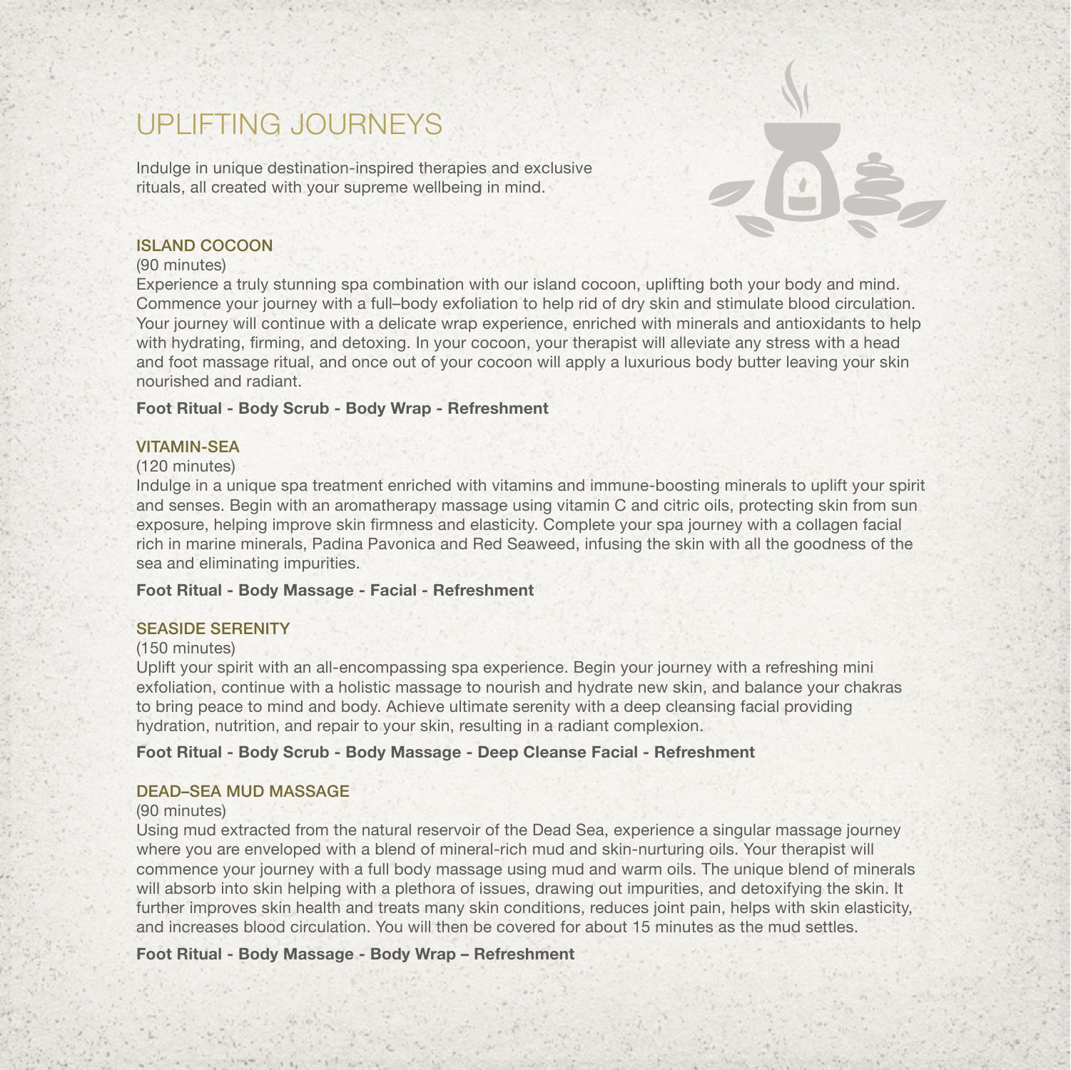# UPLIFTING JOURNEYS

Indulge in unique destination-inspired therapies and exclusive rituals, all created with your supreme wellbeing in mind.

## ISLAND COCOON

(90 minutes)

Experience a truly stunning spa combination with our island cocoon, uplifting both your body and mind. Commence your journey with a full–body exfoliation to help rid of dry skin and stimulate blood circulation. Your journey will continue with a delicate wrap experience, enriched with minerals and antioxidants to help with hydrating, firming, and detoxing. In your cocoon, your therapist will alleviate any stress with a head and foot massage ritual, and once out of your cocoon will apply a luxurious body butter leaving your skin nourished and radiant.

**Foot Ritual - Body Scrub - Body Wrap - Refreshment**

## VITAMIN-SEA

(120 minutes)

Indulge in a unique spa treatment enriched with vitamins and immune-boosting minerals to uplift your spirit and senses. Begin with an aromatherapy massage using vitamin C and citric oils, protecting skin from sun exposure, helping improve skin firmness and elasticity. Complete your spa journey with a collagen facial rich in marine minerals, Padina Pavonica and Red Seaweed, infusing the skin with all the goodness of the sea and eliminating impurities.

**Foot Ritual - Body Massage - Facial - Refreshment**

## SEASIDE SERENITY

(150 minutes)

Uplift your spirit with an all-encompassing spa experience. Begin your journey with a refreshing mini exfoliation, continue with a holistic massage to nourish and hydrate new skin, and balance your chakras to bring peace to mind and body. Achieve ultimate serenity with a deep cleansing facial providing hydration, nutrition, and repair to your skin, resulting in a radiant complexion.

**Foot Ritual - Body Scrub - Body Massage - Deep Cleanse Facial - Refreshment**

## DEAD–SEA MUD MASSAGE

(90 minutes)

Using mud extracted from the natural reservoir of the Dead Sea, experience a singular massage journey where you are enveloped with a blend of mineral-rich mud and skin-nurturing oils. Your therapist will commence your journey with a full body massage using mud and warm oils. The unique blend of minerals will absorb into skin helping with a plethora of issues, drawing out impurities, and detoxifying the skin. It further improves skin health and treats many skin conditions, reduces joint pain, helps with skin elasticity, and increases blood circulation. You will then be covered for about 15 minutes as the mud settles.

**Foot Ritual - Body Massage - Body Wrap – Refreshment**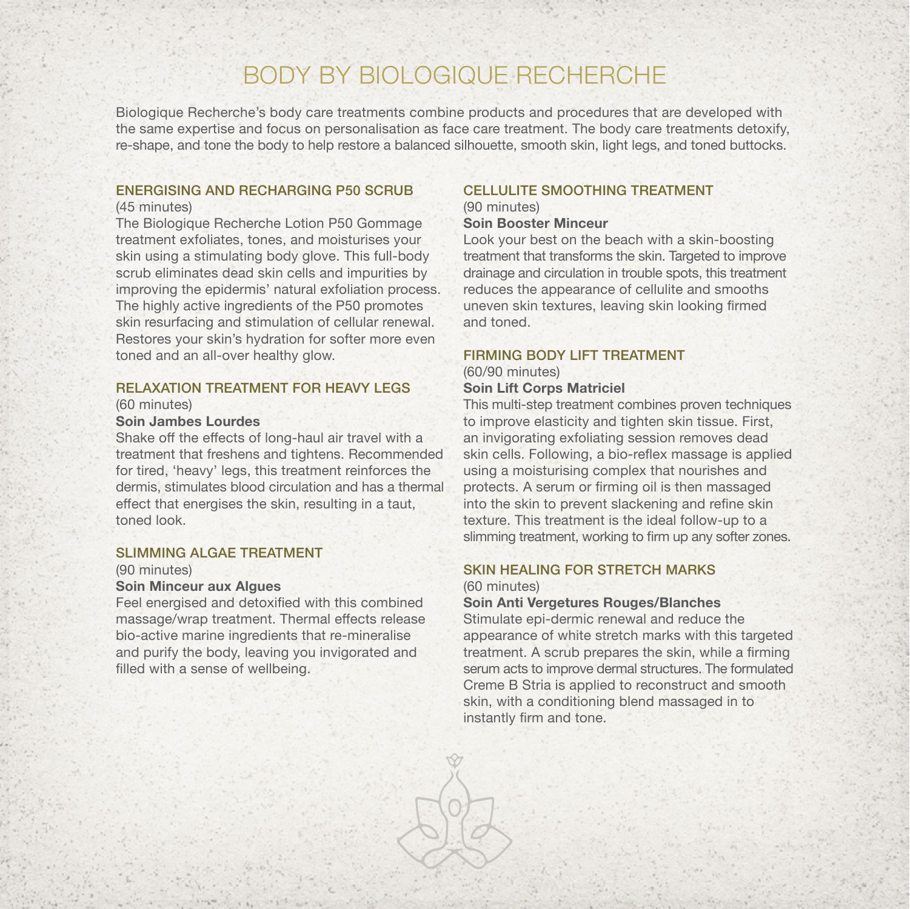# BODY BY BIOLOGIQUE RECHERCHE

Biologique Recherche's body care treatments combine products and procedures that are developed with the same expertise and focus on personalisation as face care treatment. The body care treatments detoxify, re-shape, and tone the body to help restore a balanced silhouette, smooth skin, light legs, and toned buttocks.

## ENERGISING AND RECHARGING P50 SCRUB

(45 minutes)

The Biologique Recherche Lotion P50 Gommage treatment exfoliates, tones, and moisturises your skin using a stimulating body glove. This full-body scrub eliminates dead skin cells and impurities by improving the epidermis' natural exfoliation process. The highly active ingredients of the P50 promotes skin resurfacing and stimulation of cellular renewal. Restores your skin's hydration for softer more even toned and an all-over healthy glow.

## RELAXATION TREATMENT FOR HEAVY LEGS

(60 minutes)

**Soin Jambes Lourdes**

Shake off the effects of long-haul air travel with a treatment that freshens and tightens. Recommended for tired, 'heavy' legs, this treatment reinforces the dermis, stimulates blood circulation and has a thermal effect that energises the skin, resulting in a taut, toned look.

## SLIMMING ALGAE TREATMENT

(90 minutes)

**Soin Minceur aux Algues**

Feel energised and detoxified with this combined massage/wrap treatment. Thermal effects release bio-active marine ingredients that re-mineralise and purify the body, leaving you invigorated and filled with a sense of wellbeing.

## CELLULITE SMOOTHING TREATMENT

(90 minutes)

**Soin Booster Minceur**

Look your best on the beach with a skin-boosting treatment that transforms the skin. Targeted to improve drainage and circulation in trouble spots, this treatment reduces the appearance of cellulite and smooths uneven skin textures, leaving skin looking firmed and toned.

## FIRMING BODY LIFT TREATMENT

(60/90 minutes)

**Soin Lift Corps Matriciel**

This multi-step treatment combines proven techniques to improve elasticity and tighten skin tissue. First, an invigorating exfoliating session removes dead skin cells. Following, a bio-reflex massage is applied using a moisturising complex that nourishes and protects. A serum or firming oil is then massaged into the skin to prevent slackening and refine skin texture. This treatment is the ideal follow-up to a slimming treatment, working to firm up any softer zones.

## SKIN HEALING FOR STRETCH MARKS

(60 minutes)

**Soin Anti Vergetures Rouges/Blanches**

Stimulate epi-dermic renewal and reduce the appearance of white stretch marks with this targeted treatment. A scrub prepares the skin, while a firming serum acts to improve dermal structures. The formulated Creme B Stria is applied to reconstruct and smooth skin, with a conditioning blend massaged in to instantly firm and tone.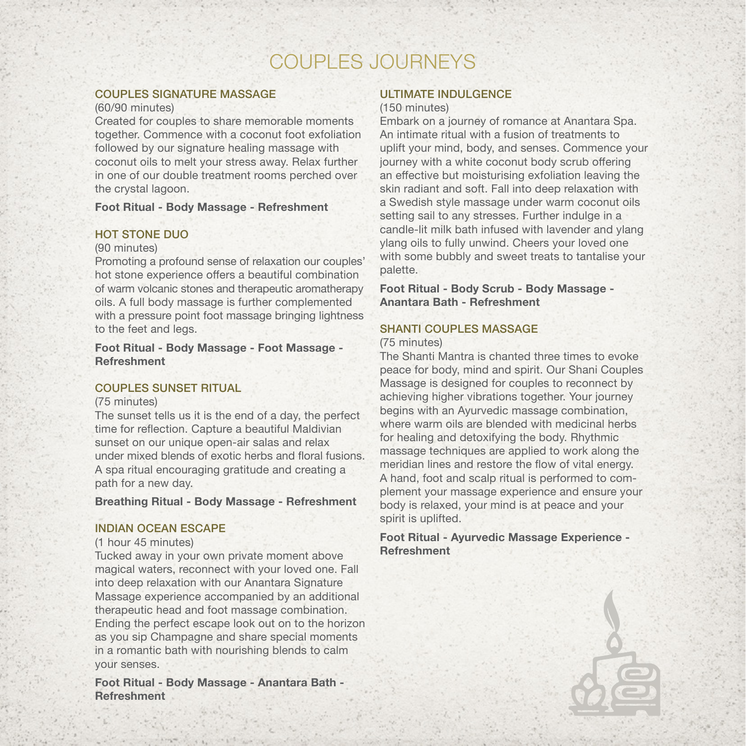# COUPLES JOURNEYS

## COUPLES SIGNATURE MASSAGE

(60/90 minutes)

Created for couples to share memorable moments together. Commence with a coconut foot exfoliation followed by our signature healing massage with coconut oils to melt your stress away. Relax further in one of our double treatment rooms perched over the crystal lagoon.

**Foot Ritual - Body Massage - Refreshment**

## HOT STONE DUO

(90 minutes)

Promoting a profound sense of relaxation our couples' hot stone experience offers a beautiful combination of warm volcanic stones and therapeutic aromatherapy oils. A full body massage is further complemented with a pressure point foot massage bringing lightness to the feet and legs.

**Foot Ritual - Body Massage - Foot Massage - Refreshment**

## COUPLES SUNSET RITUAL

(75 minutes)

The sunset tells us it is the end of a day, the perfect time for reflection. Capture a beautiful Maldivian sunset on our unique open-air salas and relax under mixed blends of exotic herbs and floral fusions. A spa ritual encouraging gratitude and creating a path for a new day.

**Breathing Ritual - Body Massage - Refreshment**

## INDIAN OCEAN ESCAPE

(1 hour 45 minutes)

Tucked away in your own private moment above magical waters, reconnect with your loved one. Fall into deep relaxation with our Anantara Signature Massage experience accompanied by an additional therapeutic head and foot massage combination. Ending the perfect escape look out on to the horizon as you sip Champagne and share special moments in a romantic bath with nourishing blends to calm your senses.

**Foot Ritual - Body Massage - Anantara Bath - Refreshment**

## ULTIMATE INDULGENCE

(150 minutes)

Embark on a journey of romance at Anantara Spa. An intimate ritual with a fusion of treatments to uplift your mind, body, and senses. Commence your journey with a white coconut body scrub offering an effective but moisturising exfoliation leaving the skin radiant and soft. Fall into deep relaxation with a Swedish style massage under warm coconut oils setting sail to any stresses. Further indulge in a candle-lit milk bath infused with lavender and ylang ylang oils to fully unwind. Cheers your loved one with some bubbly and sweet treats to tantalise your palette.

**Foot Ritual - Body Scrub - Body Massage - Anantara Bath - Refreshment**

## SHANTI COUPLES MASSAGE

(75 minutes)

The Shanti Mantra is chanted three times to evoke peace for body, mind and spirit. Our Shani Couples Massage is designed for couples to reconnect by achieving higher vibrations together. Your journey begins with an Ayurvedic massage combination, where warm oils are blended with medicinal herbs for healing and detoxifying the body. Rhythmic massage techniques are applied to work along the meridian lines and restore the flow of vital energy. A hand, foot and scalp ritual is performed to complement your massage experience and ensure your body is relaxed, your mind is at peace and your spirit is uplifted.

**Foot Ritual - Ayurvedic Massage Experience - Refreshment**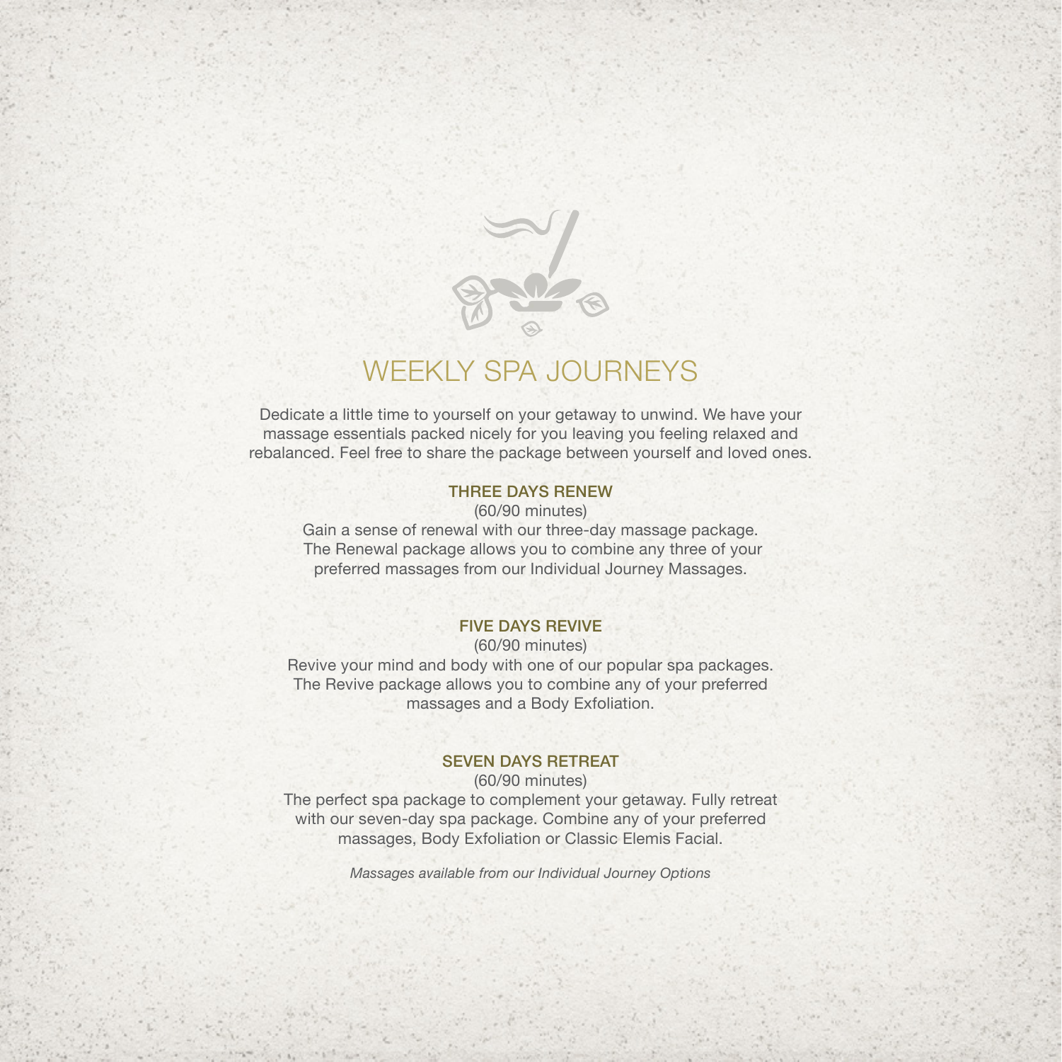# WEEKLY SPA JOURNEYS

Dedicate a little time to yourself on your getaway to unwind. We have your massage essentials packed nicely for you leaving you feeling relaxed and rebalanced. Feel free to share the package between yourself and loved ones.

## THREE DAYS RENEW

(60/90 minutes)

Gain a sense of renewal with our three-day massage package. The Renewal package allows you to combine any three of your preferred massages from our Individual Journey Massages.

## FIVE DAYS REVIVE

(60/90 minutes)

Revive your mind and body with one of our popular spa packages. The Revive package allows you to combine any of your preferred massages and a Body Exfoliation.

## SEVEN DAYS RETREAT

(60/90 minutes)

The perfect spa package to complement your getaway. Fully retreat with our seven-day spa package. Combine any of your preferred massages, Body Exfoliation or Classic Elemis Facial.

*Massages available from our Individual Journey Options*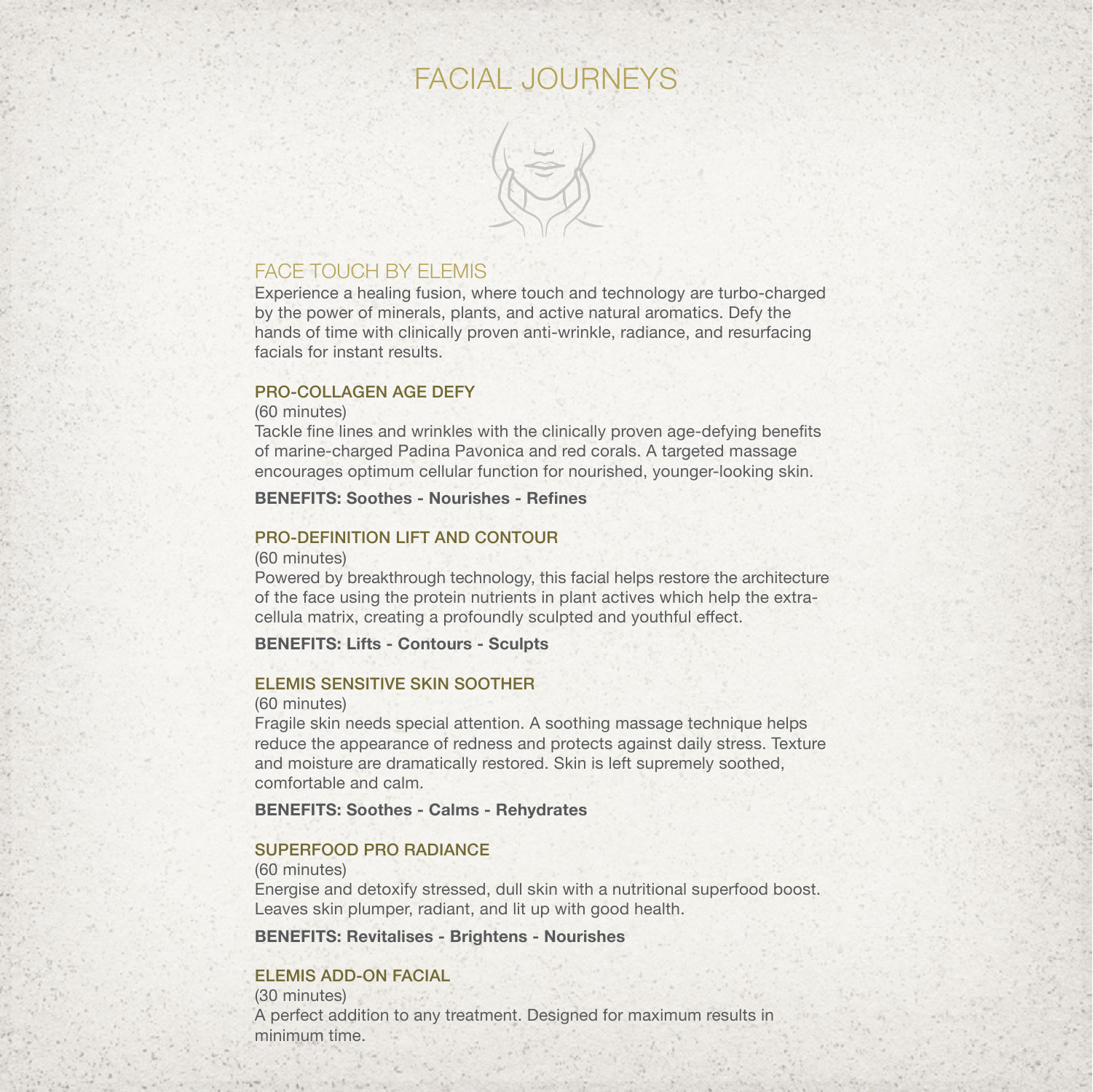# FACIAL JOURNEYS

## FACE TOUCH BY ELEMIS

Experience a healing fusion, where touch and technology are turbo-charged by the power of minerals, plants, and active natural aromatics. Defy the hands of time with clinically proven anti-wrinkle, radiance, and resurfacing facials for instant results.

### PRO-COLLAGEN AGE DEFY

(60 minutes)

Tackle fine lines and wrinkles with the clinically proven age-defying benefits of marine-charged Padina Pavonica and red corals. A targeted massage encourages optimum cellular function for nourished, younger-looking skin.

**BENEFITS: Soothes - Nourishes - Refines**

### PRO-DEFINITION LIFT AND CONTOUR

(60 minutes)

Powered by breakthrough technology, this facial helps restore the architecture of the face using the protein nutrients in plant actives which help the extra-cellula matrix, creating a profoundly sculpted and youthful effect.

**BENEFITS: Lifts - Contours - Sculpts**

### ELEMIS SENSITIVE SKIN SOOTHER

(60 minutes)

Fragile skin needs special attention. A soothing massage technique helps reduce the appearance of redness and protects against daily stress. Texture and moisture are dramatically restored. Skin is left supremely soothed, comfortable and calm.

**BENEFITS: Soothes - Calms - Rehydrates**

### SUPERFOOD PRO RADIANCE

(60 minutes)

Energise and detoxify stressed, dull skin with a nutritional superfood boost. Leaves skin plumper, radiant, and lit up with good health.

**BENEFITS: Revitalises - Brightens - Nourishes**

### ELEMIS ADD-ON FACIAL

(30 minutes)

A perfect addition to any treatment. Designed for maximum results in minimum time.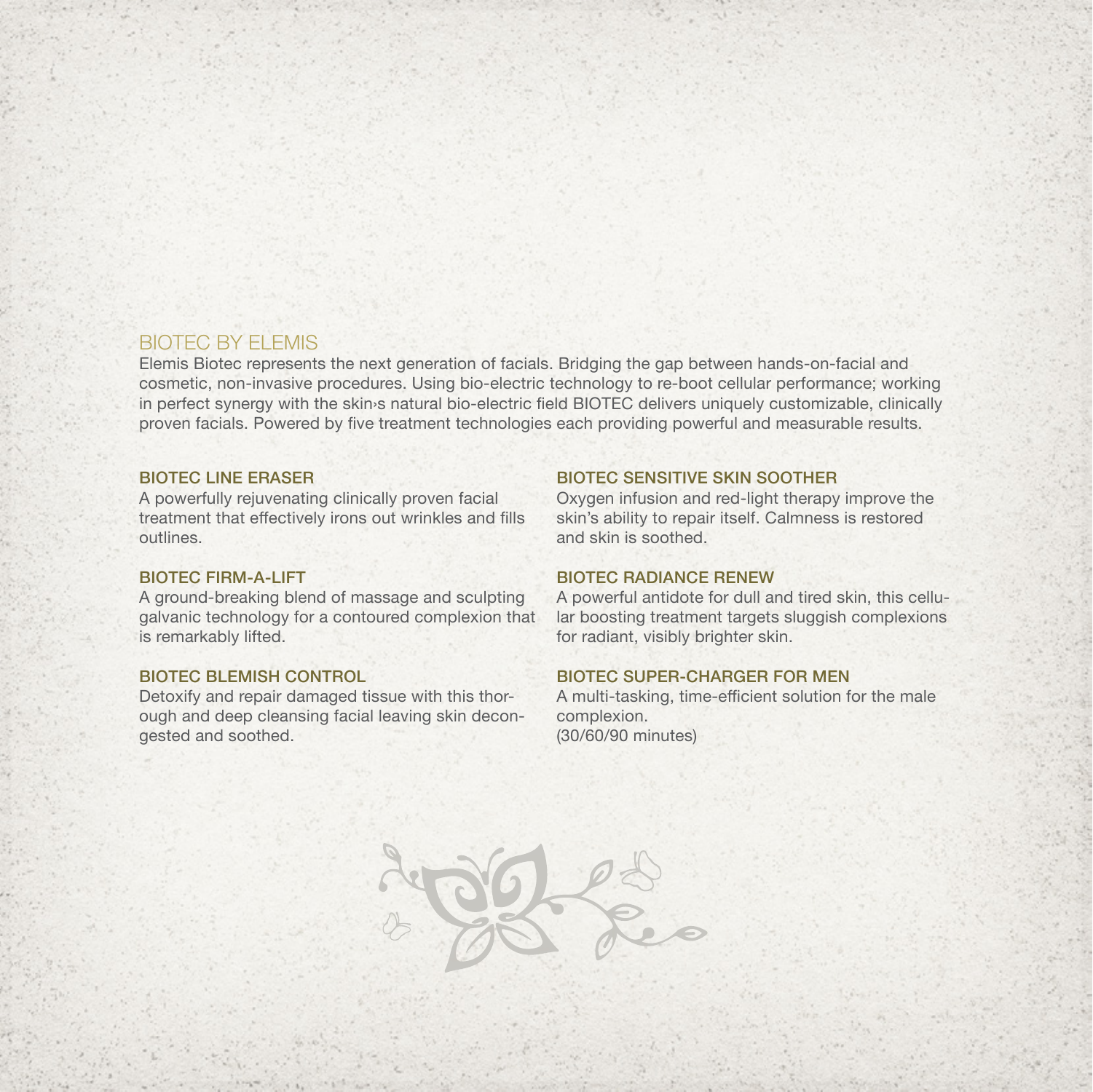## BIOTEC BY ELEMIS

Elemis Biotec represents the next generation of facials. Bridging the gap between hands-on-facial and cosmetic, non-invasive procedures. Using bio-electric technology to re-boot cellular performance; working in perfect synergy with the skin›s natural bio-electric field BIOTEC delivers uniquely customizable, clinically proven facials. Powered by five treatment technologies each providing powerful and measurable results.

### BIOTEC LINE ERASER

A powerfully rejuvenating clinically proven facial treatment that effectively irons out wrinkles and fills outlines.

### BIOTEC FIRM-A-LIFT

A ground-breaking blend of massage and sculpting galvanic technology for a contoured complexion that is remarkably lifted.

### BIOTEC BLEMISH CONTROL

Detoxify and repair damaged tissue with this thorough and deep cleansing facial leaving skin decongested and soothed.

### BIOTEC SENSITIVE SKIN SOOTHER

Oxygen infusion and red-light therapy improve the skin's ability to repair itself. Calmness is restored and skin is soothed.

### BIOTEC RADIANCE RENEW

A powerful antidote for dull and tired skin, this cellular boosting treatment targets sluggish complexions for radiant, visibly brighter skin.

### BIOTEC SUPER-CHARGER FOR MEN

A multi-tasking, time-efficient solution for the male complexion.
(30/60/90 minutes)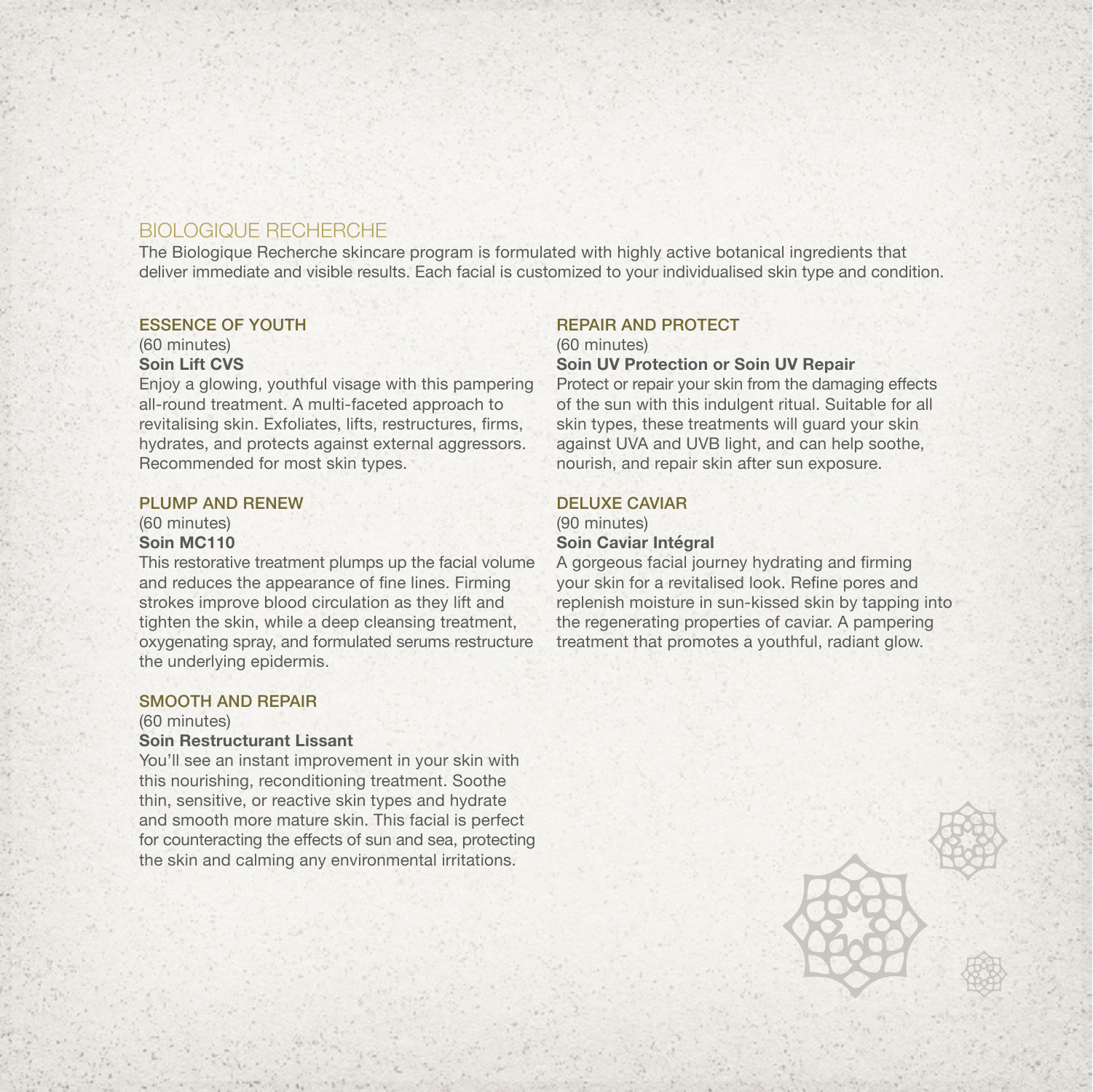## BIOLOGIQUE RECHERCHE

The Biologique Recherche skincare program is formulated with highly active botanical ingredients that deliver immediate and visible results. Each facial is customized to your individualised skin type and condition.

### ESSENCE OF YOUTH

(60 minutes)

**Soin Lift CVS**

Enjoy a glowing, youthful visage with this pampering all-round treatment. A multi-faceted approach to revitalising skin. Exfoliates, lifts, restructures, firms, hydrates, and protects against external aggressors. Recommended for most skin types.

### PLUMP AND RENEW

(60 minutes)

**Soin MC110**

This restorative treatment plumps up the facial volume and reduces the appearance of fine lines. Firming strokes improve blood circulation as they lift and tighten the skin, while a deep cleansing treatment, oxygenating spray, and formulated serums restructure the underlying epidermis.

### SMOOTH AND REPAIR

(60 minutes)

**Soin Restructurant Lissant**

You'll see an instant improvement in your skin with this nourishing, reconditioning treatment. Soothe thin, sensitive, or reactive skin types and hydrate and smooth more mature skin. This facial is perfect for counteracting the effects of sun and sea, protecting the skin and calming any environmental irritations.

### REPAIR AND PROTECT

(60 minutes)

**Soin UV Protection or Soin UV Repair**

Protect or repair your skin from the damaging effects of the sun with this indulgent ritual. Suitable for all skin types, these treatments will guard your skin against UVA and UVB light, and can help soothe, nourish, and repair skin after sun exposure.

### DELUXE CAVIAR

(90 minutes)

**Soin Caviar Intégral**

A gorgeous facial journey hydrating and firming your skin for a revitalised look. Refine pores and replenish moisture in sun-kissed skin by tapping into the regenerating properties of caviar. A pampering treatment that promotes a youthful, radiant glow.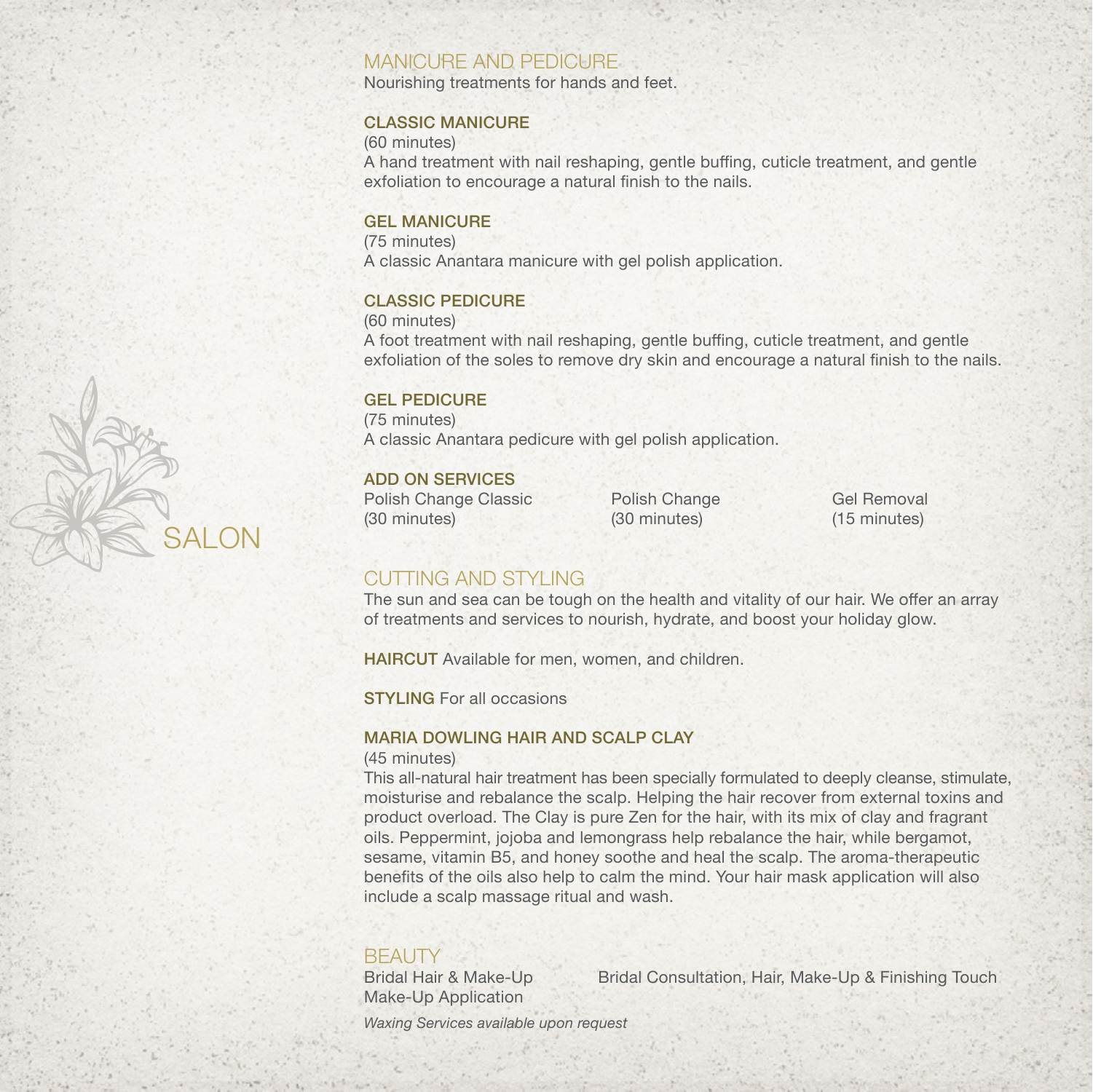# SALON

## MANICURE AND PEDICURE

Nourishing treatments for hands and feet.

### CLASSIC MANICURE

(60 minutes)
A hand treatment with nail reshaping, gentle buffing, cuticle treatment, and gentle exfoliation to encourage a natural finish to the nails.

### GEL MANICURE

(75 minutes)
A classic Anantara manicure with gel polish application.

### CLASSIC PEDICURE

(60 minutes)
A foot treatment with nail reshaping, gentle buffing, cuticle treatment, and gentle exfoliation of the soles to remove dry skin and encourage a natural finish to the nails.

### GEL PEDICURE

(75 minutes)
A classic Anantara pedicure with gel polish application.

### ADD ON SERVICES

Polish Change Classic
(30 minutes)

Polish Change
(30 minutes)

Gel Removal
(15 minutes)

## CUTTING AND STYLING

The sun and sea can be tough on the health and vitality of our hair. We offer an array of treatments and services to nourish, hydrate, and boost your holiday glow.

**HAIRCUT** Available for men, women, and children.

**STYLING** For all occasions

### MARIA DOWLING HAIR AND SCALP CLAY

(45 minutes)
This all-natural hair treatment has been specially formulated to deeply cleanse, stimulate, moisturise and rebalance the scalp. Helping the hair recover from external toxins and product overload. The Clay is pure Zen for the hair, with its mix of clay and fragrant oils. Peppermint, jojoba and lemongrass help rebalance the hair, while bergamot, sesame, vitamin B5, and honey soothe and heal the scalp. The aroma-therapeutic benefits of the oils also help to calm the mind. Your hair mask application will also include a scalp massage ritual and wash.

## BEAUTY

Bridal Hair & Make-Up
Make-Up Application

Bridal Consultation, Hair, Make-Up & Finishing Touch

*Waxing Services available upon request*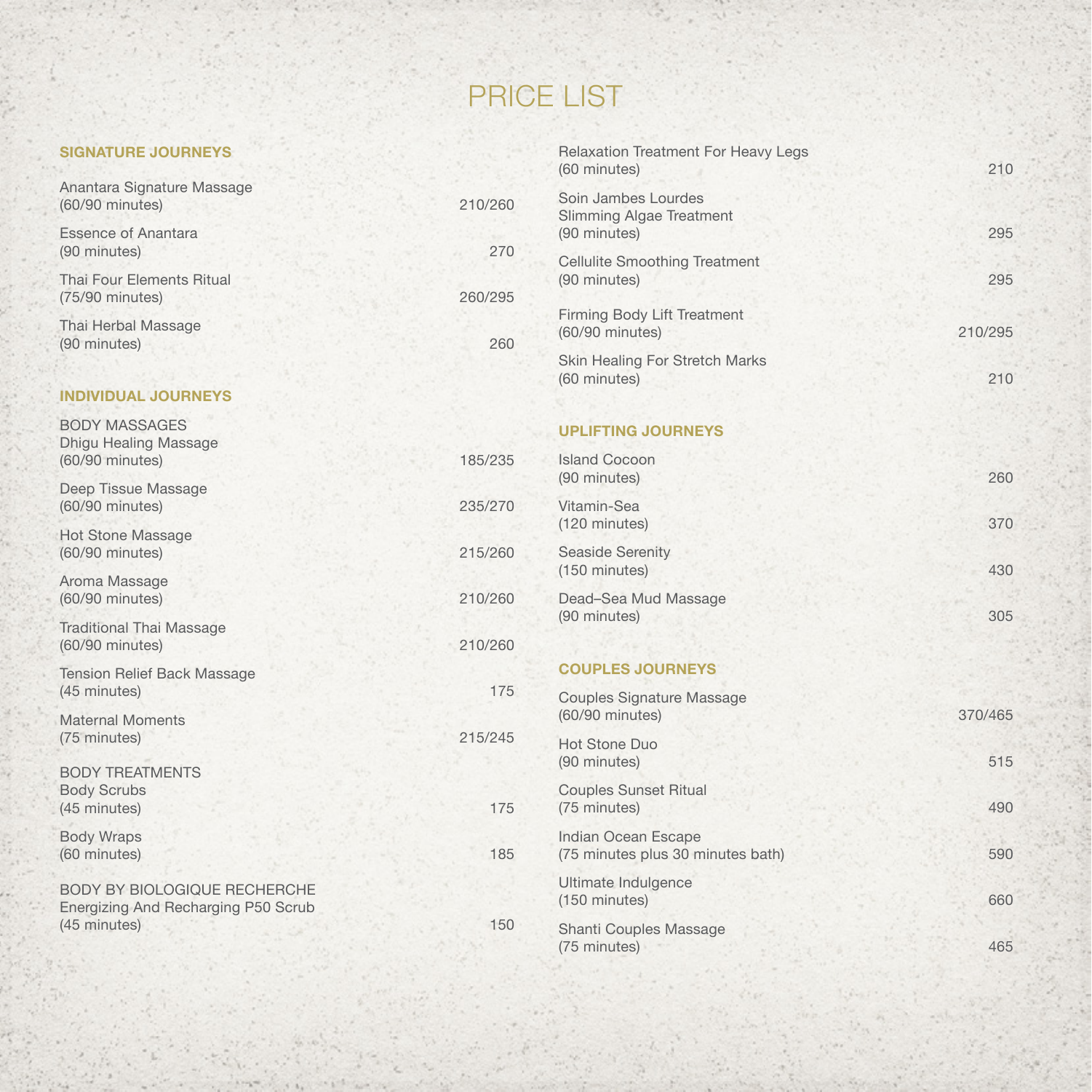# PRICE LIST

## SIGNATURE JOURNEYS

| Treatment | Price |
|---|---|
| Anantara Signature Massage (60/90 minutes) | 210/260 |
| Essence of Anantara (90 minutes) | 270 |
| Thai Four Elements Ritual (75/90 minutes) | 260/295 |
| Thai Herbal Massage (90 minutes) | 260 |

## INDIVIDUAL JOURNEYS

### BODY MASSAGES

| Treatment | Price |
|---|---|
| Dhigu Healing Massage (60/90 minutes) | 185/235 |
| Deep Tissue Massage (60/90 minutes) | 235/270 |
| Hot Stone Massage (60/90 minutes) | 215/260 |
| Aroma Massage (60/90 minutes) | 210/260 |
| Traditional Thai Massage (60/90 minutes) | 210/260 |
| Tension Relief Back Massage (45 minutes) | 175 |
| Maternal Moments (75 minutes) | 215/245 |

### BODY TREATMENTS

| Treatment | Price |
|---|---|
| Body Scrubs (45 minutes) | 175 |
| Body Wraps (60 minutes) | 185 |

### BODY BY BIOLOGIQUE RECHERCHE

| Treatment | Price |
|---|---|
| Energizing And Recharging P50 Scrub (45 minutes) | 150 |
| Relaxation Treatment For Heavy Legs (60 minutes) | 210 |
| Soin Jambes Lourdes Slimming Algae Treatment (90 minutes) | 295 |
| Cellulite Smoothing Treatment (90 minutes) | 295 |
| Firming Body Lift Treatment (60/90 minutes) | 210/295 |
| Skin Healing For Stretch Marks (60 minutes) | 210 |

## UPLIFTING JOURNEYS

| Treatment | Price |
|---|---|
| Island Cocoon (90 minutes) | 260 |
| Vitamin-Sea (120 minutes) | 370 |
| Seaside Serenity (150 minutes) | 430 |
| Dead–Sea Mud Massage (90 minutes) | 305 |

## COUPLES JOURNEYS

| Treatment | Price |
|---|---|
| Couples Signature Massage (60/90 minutes) | 370/465 |
| Hot Stone Duo (90 minutes) | 515 |
| Couples Sunset Ritual (75 minutes) | 490 |
| Indian Ocean Escape (75 minutes plus 30 minutes bath) | 590 |
| Ultimate Indulgence (150 minutes) | 660 |
| Shanti Couples Massage (75 minutes) | 465 |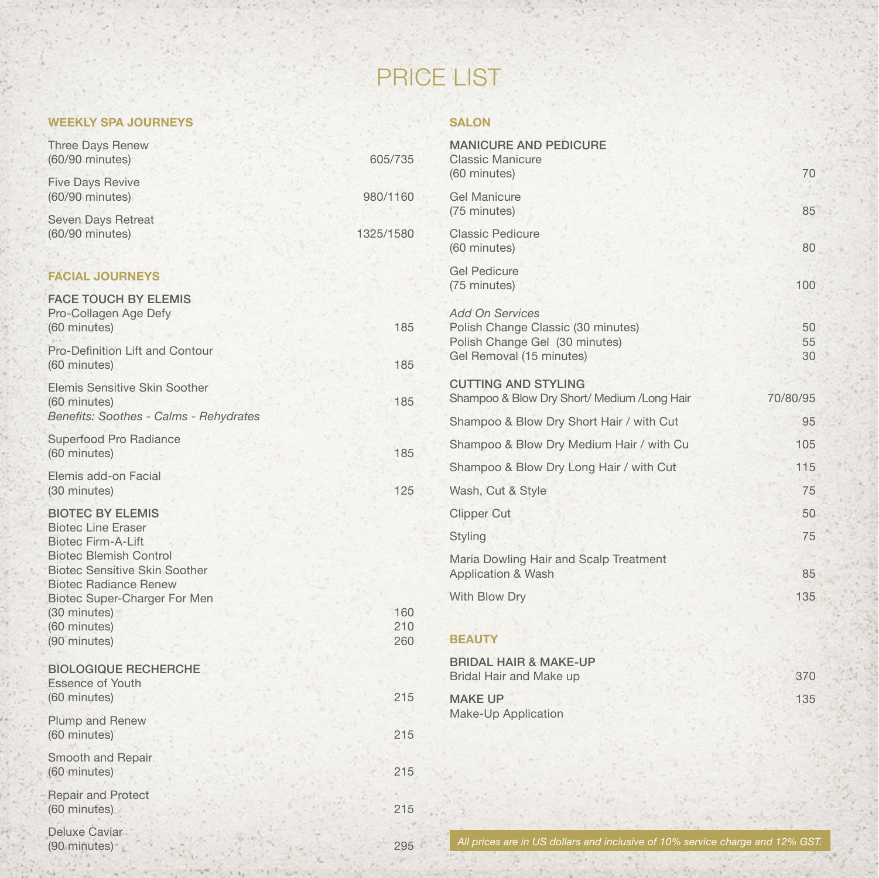# PRICE LIST

## WEEKLY SPA JOURNEYS

| | |
|---|---|
| Three Days Renew (60/90 minutes) | 605/735 |
| Five Days Revive (60/90 minutes) | 980/1160 |
| Seven Days Retreat (60/90 minutes) | 1325/1580 |

## FACIAL JOURNEYS

### FACE TOUCH BY ELEMIS

| | |
|---|---|
| Pro-Collagen Age Defy (60 minutes) | 185 |
| Pro-Definition Lift and Contour (60 minutes) | 185 |
| Elemis Sensitive Skin Soother (60 minutes) *Benefits: Soothes - Calms - Rehydrates* | 185 |
| Superfood Pro Radiance (60 minutes) | 185 |
| Elemis add-on Facial (30 minutes) | 125 |

### BIOTEC BY ELEMIS

Biotec Line Eraser
Biotec Firm-A-Lift
Biotec Blemish Control
Biotec Sensitive Skin Soother
Biotec Radiance Renew
Biotec Super-Charger For Men

| | |
|---|---|
| (30 minutes) | 160 |
| (60 minutes) | 210 |
| (90 minutes) | 260 |

### BIOLOGIQUE RECHERCHE

| | |
|---|---|
| Essence of Youth (60 minutes) | 215 |
| Plump and Renew (60 minutes) | 215 |
| Smooth and Repair (60 minutes) | 215 |
| Repair and Protect (60 minutes) | 215 |
| Deluxe Caviar (90 minutes) | 295 |

## SALON

### MANICURE AND PEDICURE

| | |
|---|---|
| Classic Manicure (60 minutes) | 70 |
| Gel Manicure (75 minutes) | 85 |
| Classic Pedicure (60 minutes) | 80 |
| Gel Pedicure (75 minutes) | 100 |

*Add On Services*

| | |
|---|---|
| Polish Change Classic (30 minutes) | 50 |
| Polish Change Gel (30 minutes) | 55 |
| Gel Removal (15 minutes) | 30 |

### CUTTING AND STYLING

| | |
|---|---|
| Shampoo & Blow Dry Short/ Medium /Long Hair | 70/80/95 |
| Shampoo & Blow Dry Short Hair / with Cut | 95 |
| Shampoo & Blow Dry Medium Hair / with Cu | 105 |
| Shampoo & Blow Dry Long Hair / with Cut | 115 |
| Wash, Cut & Style | 75 |
| Clipper Cut | 50 |
| Styling | 75 |
| Maria Dowling Hair and Scalp Treatment Application & Wash | 85 |
| With Blow Dry | 135 |

## BEAUTY

### BRIDAL HAIR & MAKE-UP

| | |
|---|---|
| Bridal Hair and Make up | 370 |

### MAKE UP

| | |
|---|---|
| Make-Up Application | 135 |

*All prices are in US dollars and inclusive of 10% service charge and 12% GST.*